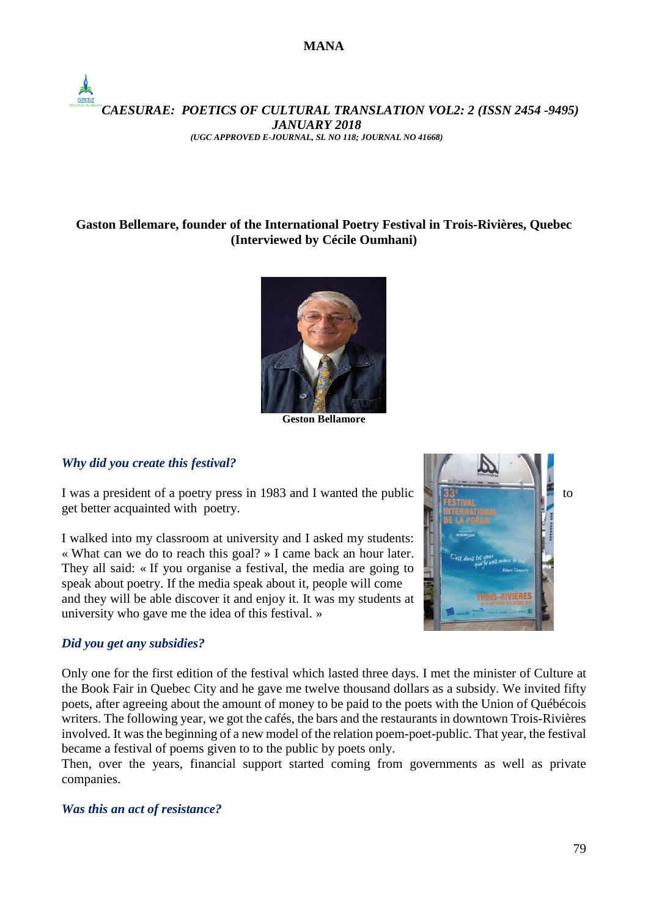## Gaston Bellemare, founder of the International Poetry Festival in Trois-Rivières, Quebec (Interviewed by Cécile Oumhani)

**Geston Bellamore**

### *Why did you create this festival?*

I was a president of a poetry press in 1983 and I wanted the public to get better acquainted with poetry.

I walked into my classroom at university and I asked my students: « What can we do to reach this goal? » I came back an hour later. They all said: « If you organise a festival, the media are going to speak about poetry. If the media speak about it, people will come and they will be able discover it and enjoy it. It was my students at university who gave me the idea of this festival. »

### *Did you get any subsidies?*

Only one for the first edition of the festival which lasted three days. I met the minister of Culture at the Book Fair in Quebec City and he gave me twelve thousand dollars as a subsidy. We invited fifty poets, after agreeing about the amount of money to be paid to the poets with the Union of Québécois writers. The following year, we got the cafés, the bars and the restaurants in downtown Trois-Rivières involved. It was the beginning of a new model of the relation poem-poet-public. That year, the festival became a festival of poems given to to the public by poets only.
Then, over the years, financial support started coming from governments as well as private companies.

### *Was this an act of resistance?*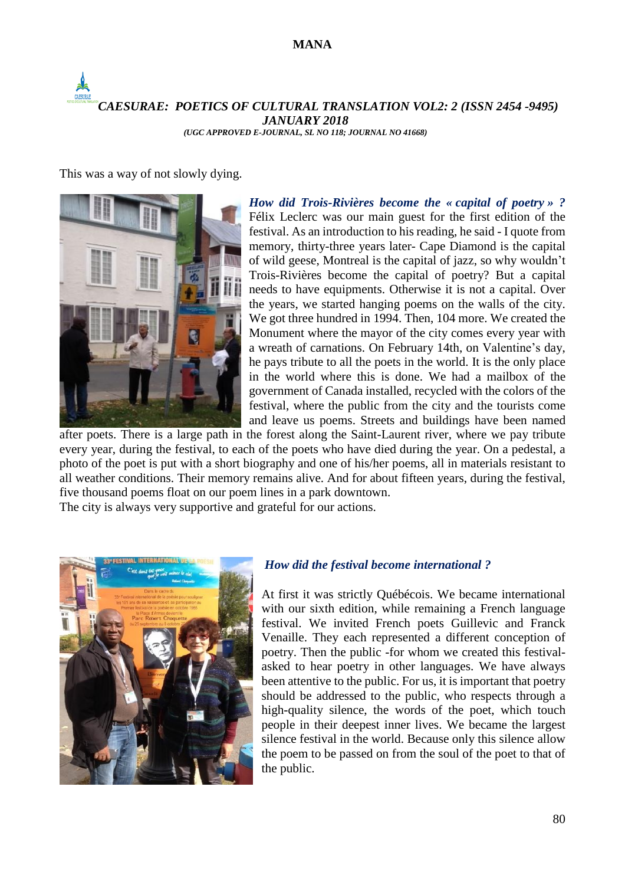This was a way of not slowly dying.

***How did Trois-Rivières become the « capital of poetry » ?***

Félix Leclerc was our main guest for the first edition of the festival. As an introduction to his reading, he said - I quote from memory, thirty-three years later- Cape Diamond is the capital of wild geese, Montreal is the capital of jazz, so why wouldn't Trois-Rivières become the capital of poetry? But a capital needs to have equipments. Otherwise it is not a capital. Over the years, we started hanging poems on the walls of the city. We got three hundred in 1994. Then, 104 more. We created the Monument where the mayor of the city comes every year with a wreath of carnations. On February 14th, on Valentine's day, he pays tribute to all the poets in the world. It is the only place in the world where this is done. We had a mailbox of the government of Canada installed, recycled with the colors of the festival, where the public from the city and the tourists come and leave us poems. Streets and buildings have been named after poets. There is a large path in the forest along the Saint-Laurent river, where we pay tribute every year, during the festival, to each of the poets who have died during the year. On a pedestal, a photo of the poet is put with a short biography and one of his/her poems, all in materials resistant to all weather conditions. Their memory remains alive. And for about fifteen years, during the festival, five thousand poems float on our poem lines in a park downtown.
The city is always very supportive and grateful for our actions.

***How did the festival become international ?***

At first it was strictly Québécois. We became international with our sixth edition, while remaining a French language festival. We invited French poets Guillevic and Franck Venaille. They each represented a different conception of poetry. Then the public -for whom we created this festival- asked to hear poetry in other languages. We have always been attentive to the public. For us, it is important that poetry should be addressed to the public, who respects through a high-quality silence, the words of the poet, which touch people in their deepest inner lives. We became the largest silence festival in the world. Because only this silence allow the poem to be passed on from the soul of the poet to that of the public.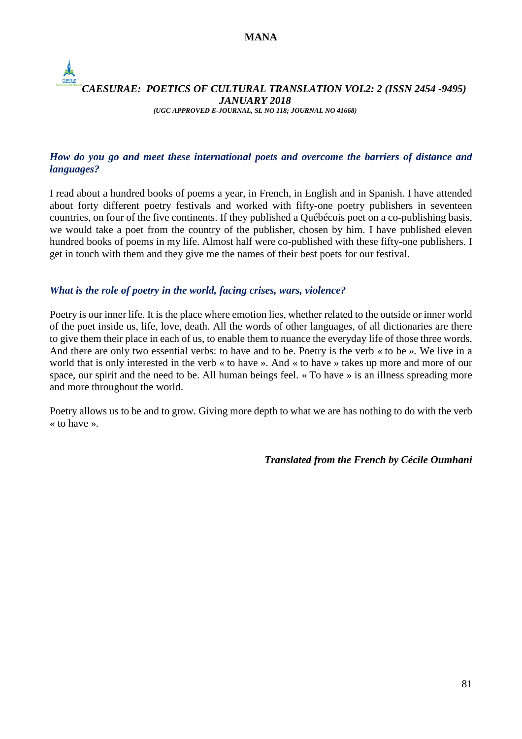***How do you go and meet these international poets and overcome the barriers of distance and languages?***

I read about a hundred books of poems a year, in French, in English and in Spanish. I have attended about forty different poetry festivals and worked with fifty-one poetry publishers in seventeen countries, on four of the five continents. If they published a Québécois poet on a co-publishing basis, we would take a poet from the country of the publisher, chosen by him. I have published eleven hundred books of poems in my life. Almost half were co-published with these fifty-one publishers. I get in touch with them and they give me the names of their best poets for our festival.

***What is the role of poetry in the world, facing crises, wars, violence?***

Poetry is our inner life. It is the place where emotion lies, whether related to the outside or inner world of the poet inside us, life, love, death. All the words of other languages, of all dictionaries are there to give them their place in each of us, to enable them to nuance the everyday life of those three words. And there are only two essential verbs: to have and to be. Poetry is the verb « to be ». We live in a world that is only interested in the verb « to have ». And « to have » takes up more and more of our space, our spirit and the need to be. All human beings feel. « To have » is an illness spreading more and more throughout the world.

Poetry allows us to be and to grow. Giving more depth to what we are has nothing to do with the verb « to have ».

***Translated from the French by Cécile Oumhani***